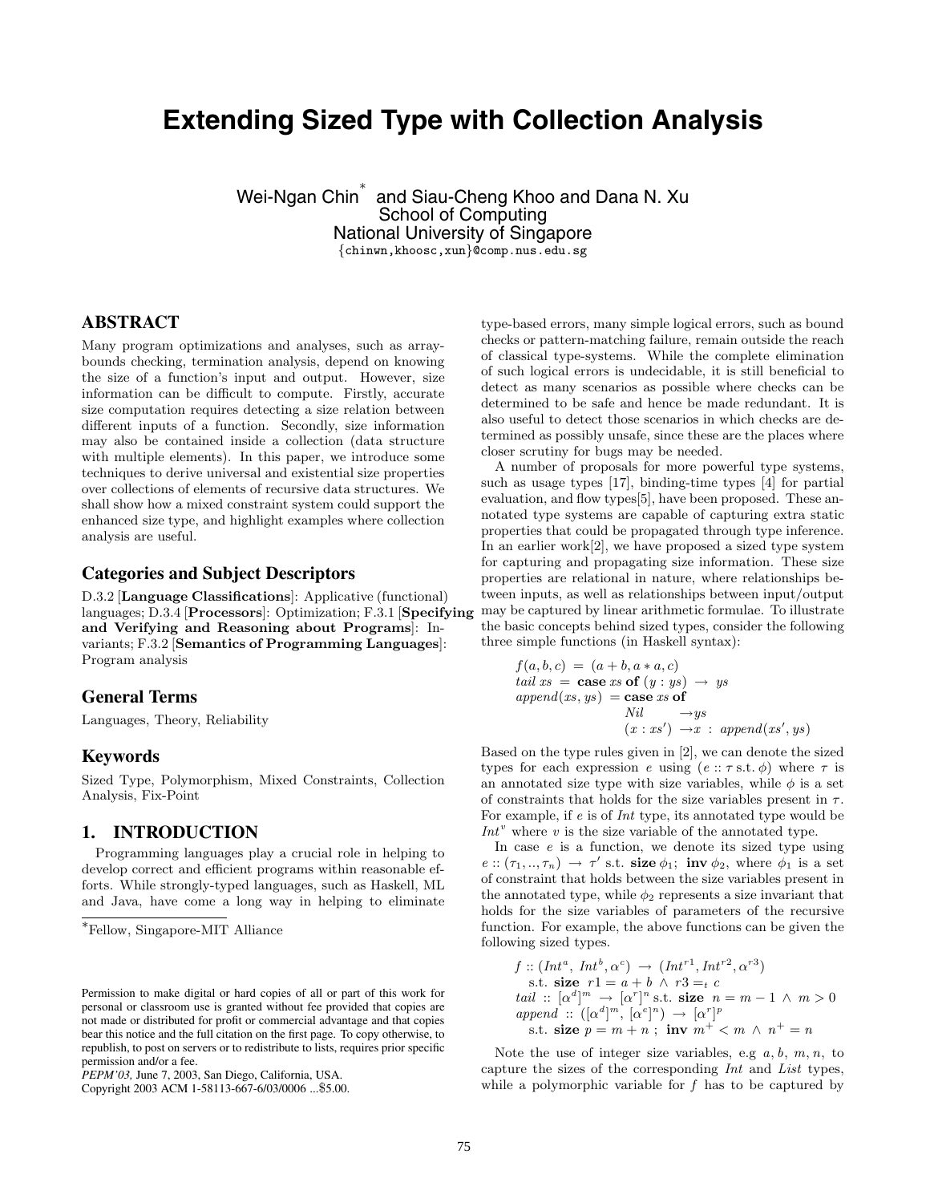# Extending Sized Type with Collection Analysis

Wei-Ngan Chin[*] and Siau-Cheng Khoo and Dana N. Xu
School of Computing
National University of Singapore
{chinwn,khoosc,xun}@comp.nus.edu.sg

## ABSTRACT

Many program optimizations and analyses, such as array-bounds checking, termination analysis, depend on knowing the size of a function's input and output. However, size information can be difficult to compute. Firstly, accurate size computation requires detecting a size relation between different inputs of a function. Secondly, size information may also be contained inside a collection (data structure with multiple elements). In this paper, we introduce some techniques to derive universal and existential size properties over collections of elements of recursive data structures. We shall show how a mixed constraint system could support the enhanced size type, and highlight examples where collection analysis are useful.

### Categories and Subject Descriptors

D.3.2 [**Language Classifications**]: Applicative (functional) languages; D.3.4 [**Processors**]: Optimization; F.3.1 [**Specifying and Verifying and Reasoning about Programs**]: Invariants; F.3.2 [**Semantics of Programming Languages**]: Program analysis

### General Terms

Languages, Theory, Reliability

### Keywords

Sized Type, Polymorphism, Mixed Constraints, Collection Analysis, Fix-Point

## 1. INTRODUCTION

Programming languages play a crucial role in helping to develop correct and efficient programs within reasonable efforts. While strongly-typed languages, such as Haskell, ML and Java, have come a long way in helping to eliminate type-based errors, many simple logical errors, such as bound checks or pattern-matching failure, remain outside the reach of classical type-systems. While the complete elimination of such logical errors is undecidable, it is still beneficial to detect as many scenarios as possible where checks can be determined to be safe and hence be made redundant. It is also useful to detect those scenarios in which checks are determined as possibly unsafe, since these are the places where closer scrutiny for bugs may be needed.

A number of proposals for more powerful type systems, such as usage types [17], binding-time types [4] for partial evaluation, and flow types[5], have been proposed. These annotated type systems are capable of capturing extra static properties that could be propagated through type inference. In an earlier work[2], we have proposed a sized type system for capturing and propagating size information. These size properties are relational in nature, where relationships between inputs, as well as relationships between input/output may be captured by linear arithmetic formulae. To illustrate the basic concepts behind sized types, consider the following three simple functions (in Haskell syntax):

$$
\begin{array}{l}
f(a,b,c) \;=\; (a+b, a*a, c) \\
\mathit{tail}\; xs \;=\; \textbf{case}\; xs\; \textbf{of}\; (y:ys) \;\rightarrow\; ys \\
\mathit{append}(xs,ys) \;=\; \textbf{case}\; xs\; \textbf{of} \\
\qquad\qquad\qquad \mathit{Nil} \quad\;\; \rightarrow ys \\
\qquad\qquad\qquad (x:xs') \;\rightarrow x \;:\; \mathit{append}(xs',ys)
\end{array}
$$

Based on the type rules given in [2], we can denote the sized types for each expression $e$ using $(e :: \tau \text{ s.t. } \phi)$ where $\tau$ is an annotated size type with size variables, while $\phi$ is a set of constraints that holds for the size variables present in $\tau$. For example, if $e$ is of *Int* type, its annotated type would be $Int^v$ where $v$ is the size variable of the annotated type.

In case $e$ is a function, we denote its sized type using $e :: (\tau_1, .., \tau_n) \rightarrow \tau'$ s.t. **size** $\phi_1$; **inv** $\phi_2$, where $\phi_1$ is a set of constraint that holds between the size variables present in the annotated type, while $\phi_2$ represents a size invariant that holds for the size variables of parameters of the recursive function. For example, the above functions can be given the following sized types.

$$
\begin{array}{l}
f :: (Int^a,\; Int^b, \alpha^c) \;\rightarrow\; (Int^{r1}, Int^{r2}, \alpha^{r3}) \\
\quad \text{s.t. } \textbf{size} \;\; r1 = a+b \;\wedge\; r3 =_t c \\
\mathit{tail} \;::\; [\alpha^d]^m \;\rightarrow\; [\alpha^r]^n \text{ s.t. } \textbf{size} \;\; n = m-1 \;\wedge\; m > 0 \\
\mathit{append} \;::\; ([\alpha^d]^m,\; [\alpha^e]^n) \;\rightarrow\; [\alpha^r]^p \\
\quad \text{s.t. } \textbf{size} \;\; p = m+n \;;\;\; \textbf{inv} \;\; m^+ < m \;\wedge\; n^+ = n
\end{array}
$$

Note the use of integer size variables, e.g $a$, $b$, $m$, $n$, to capture the sizes of the corresponding *Int* and *List* types, while a polymorphic variable for $f$ has to be captured by

[*]Fellow, Singapore-MIT Alliance

Permission to make digital or hard copies of all or part of this work for personal or classroom use is granted without fee provided that copies are not made or distributed for profit or commercial advantage and that copies bear this notice and the full citation on the first page. To copy otherwise, to republish, to post on servers or to redistribute to lists, requires prior specific permission and/or a fee.
*PEPM'03,* June 7, 2003, San Diego, California, USA.
Copyright 2003 ACM 1-58113-667-6/03/0006 ...$5.00.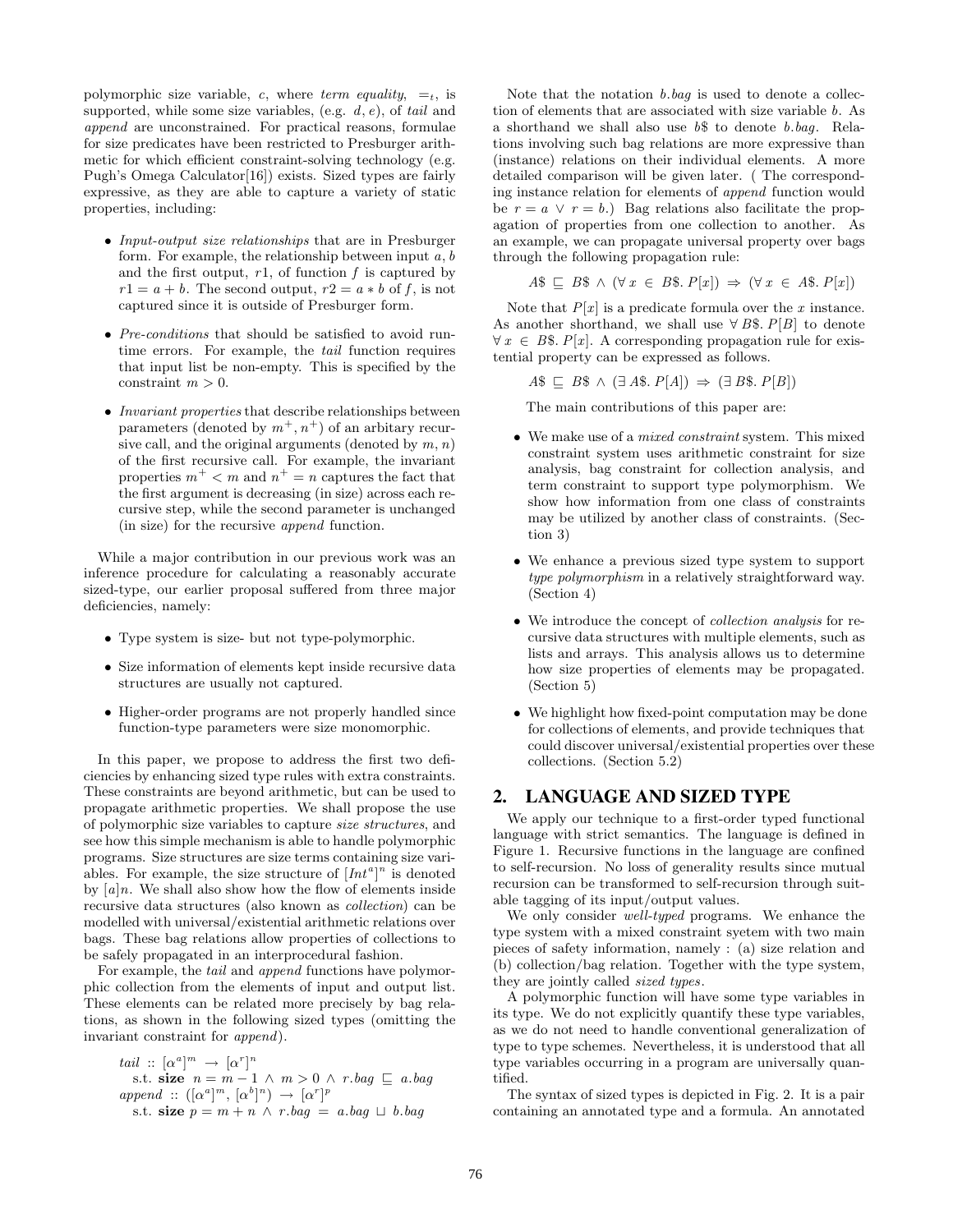polymorphic size variable, $c$, where *term equality*, $=_t$, is supported, while some size variables, (e.g. $d, e$), of *tail* and *append* are unconstrained. For practical reasons, formulae for size predicates have been restricted to Presburger arithmetic for which efficient constraint-solving technology (e.g. Pugh's Omega Calculator[16]) exists. Sized types are fairly expressive, as they are able to capture a variety of static properties, including:

- *Input-output size relationships* that are in Presburger form. For example, the relationship between input $a, b$ and the first output, $r1$, of function $f$ is captured by $r1 = a + b$. The second output, $r2 = a * b$ of $f$, is not captured since it is outside of Presburger form.
- *Pre-conditions* that should be satisfied to avoid runtime errors. For example, the *tail* function requires that input list be non-empty. This is specified by the constraint $m > 0$.
- *Invariant properties* that describe relationships between parameters (denoted by $m^+, n^+$) of an arbitary recursive call, and the original arguments (denoted by $m, n$) of the first recursive call. For example, the invariant properties $m^+ < m$ and $n^+ = n$ captures the fact that the first argument is decreasing (in size) across each recursive step, while the second parameter is unchanged (in size) for the recursive *append* function.

While a major contribution in our previous work was an inference procedure for calculating a reasonably accurate sized-type, our earlier proposal suffered from three major deficiencies, namely:

- Type system is size- but not type-polymorphic.
- Size information of elements kept inside recursive data structures are usually not captured.
- Higher-order programs are not properly handled since function-type parameters were size monomorphic.

In this paper, we propose to address the first two deficiencies by enhancing sized type rules with extra constraints. These constraints are beyond arithmetic, but can be used to propagate arithmetic properties. We shall propose the use of polymorphic size variables to capture *size structures*, and see how this simple mechanism is able to handle polymorphic programs. Size structures are size terms containing size variables. For example, the size structure of $[Int^a]^n$ is denoted by $[a]n$. We shall also show how the flow of elements inside recursive data structures (also known as *collection*) can be modelled with universal/existential arithmetic relations over bags. These bag relations allow properties of collections to be safely propagated in an interprocedural fashion.

For example, the *tail* and *append* functions have polymorphic collection from the elements of input and output list. These elements can be related more precisely by bag relations, as shown in the following sized types (omitting the invariant constraint for *append*).

$$
\begin{array}{l}
tail :: [\alpha^a]^m \rightarrow [\alpha^r]^n \\
\quad \text{s.t. } \textbf{size } \; n = m - 1 \wedge m > 0 \wedge r.bag \sqsubseteq a.bag \\
append :: ([\alpha^a]^m, [\alpha^b]^n) \rightarrow [\alpha^r]^p \\
\quad \text{s.t. } \textbf{size } \; p = m + n \wedge r.bag = a.bag \sqcup b.bag
\end{array}
$$

Note that the notation $b.bag$ is used to denote a collection of elements that are associated with size variable $b$. As a shorthand we shall also use $b\$$ to denote $b.bag$. Relations involving such bag relations are more expressive than (instance) relations on their individual elements. A more detailed comparison will be given later. ( The corresponding instance relation for elements of *append* function would be $r = a \vee r = b$.) Bag relations also facilitate the propagation of properties from one collection to another. As an example, we can propagate universal property over bags through the following propagation rule:

$$A\$ \sqsubseteq B\$ \wedge (\forall\, x \in B\$.\, P[x]) \Rightarrow (\forall\, x \in A\$.\, P[x])$$

Note that $P[x]$ is a predicate formula over the $x$ instance. As another shorthand, we shall use $\forall\, B\$.\, P[B]$ to denote $\forall\, x \in B\$.\, P[x]$. A corresponding propagation rule for existential property can be expressed as follows.

$$A\$ \sqsubseteq B\$ \wedge (\exists\, A\$.\, P[A]) \Rightarrow (\exists\, B\$.\, P[B])$$

The main contributions of this paper are:

- We make use of a *mixed constraint* system. This mixed constraint system uses arithmetic constraint for size analysis, bag constraint for collection analysis, and term constraint to support type polymorphism. We show how information from one class of constraints may be utilized by another class of constraints. (Section 3)
- We enhance a previous sized type system to support *type polymorphism* in a relatively straightforward way. (Section 4)
- We introduce the concept of *collection analysis* for recursive data structures with multiple elements, such as lists and arrays. This analysis allows us to determine how size properties of elements may be propagated. (Section 5)
- We highlight how fixed-point computation may be done for collections of elements, and provide techniques that could discover universal/existential properties over these collections. (Section 5.2)

## 2. LANGUAGE AND SIZED TYPE

We apply our technique to a first-order typed functional language with strict semantics. The language is defined in Figure 1. Recursive functions in the language are confined to self-recursion. No loss of generality results since mutual recursion can be transformed to self-recursion through suitable tagging of its input/output values.

We only consider *well-typed* programs. We enhance the type system with a mixed constraint syetem with two main pieces of safety information, namely : (a) size relation and (b) collection/bag relation. Together with the type system, they are jointly called *sized types*.

A polymorphic function will have some type variables in its type. We do not explicitly quantify these type variables, as we do not need to handle conventional generalization of type to type schemes. Nevertheless, it is understood that all type variables occurring in a program are universally quantified.

The syntax of sized types is depicted in Fig. 2. It is a pair containing an annotated type and a formula. An annotated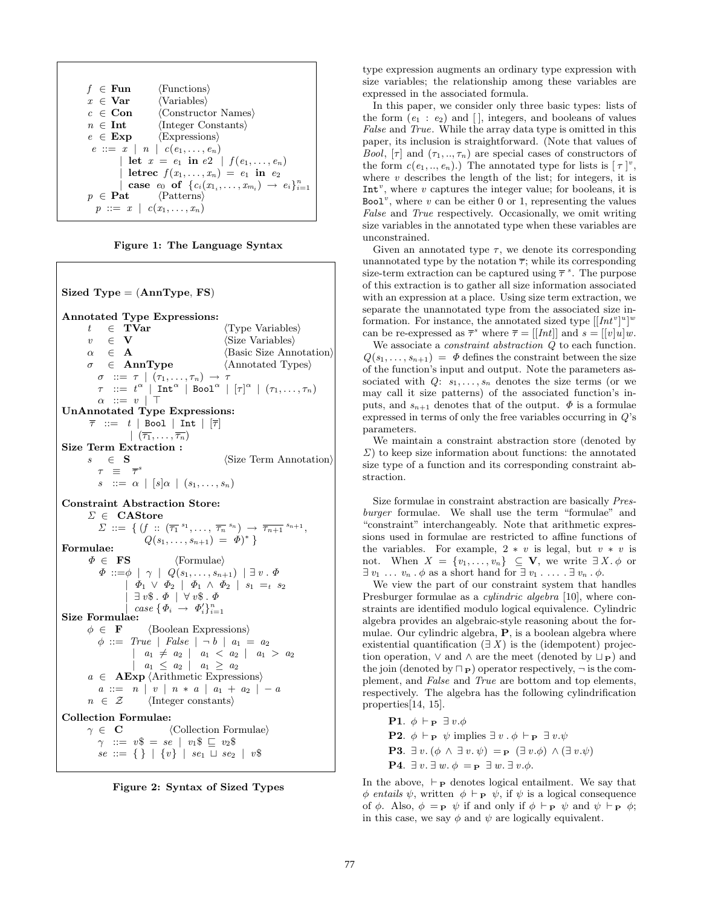$$
\begin{array}{lll}
f \in \textbf{Fun} & \langle\text{Functions}\rangle \\
x \in \textbf{Var} & \langle\text{Variables}\rangle \\
c \in \textbf{Con} & \langle\text{Constructor Names}\rangle \\
n \in \textbf{Int} & \langle\text{Integer Constants}\rangle \\
e \in \textbf{Exp} & \langle\text{Expressions}\rangle \\
\multicolumn{2}{l}{e ::= x \mid n \mid c(e_1, \ldots, e_n)} \\
\multicolumn{2}{l}{\quad \mid \textbf{let } x = e_1 \textbf{ in } e2 \mid f(e_1, \ldots, e_n)} \\
\multicolumn{2}{l}{\quad \mid \textbf{letrec } f(x_1, \ldots, x_n) = e_1 \textbf{ in } e_2} \\
\multicolumn{2}{l}{\quad \mid \textbf{case } e_0 \textbf{ of } \{c_i(x_1, \ldots, x_{m_i}) \rightarrow e_i\}_{i=1}^{n}} \\
p \in \textbf{Pat} & \langle\text{Patterns}\rangle \\
\multicolumn{2}{l}{p ::= x \mid c(x_1, \ldots, x_n)}
\end{array}
$$

**Figure 1: The Language Syntax**

**Sized Type** = (**AnnType**, **FS**)

**Annotated Type Expressions:**

$$
\begin{array}{lll}
t \in \textbf{TVar} & & \langle\text{Type Variables}\rangle \\
v \in \textbf{V} & & \langle\text{Size Variables}\rangle \\
\alpha \in \textbf{A} & & \langle\text{Basic Size Annotation}\rangle \\
\sigma \in \textbf{AnnType} & & \langle\text{Annotated Types}\rangle \\
\multicolumn{3}{l}{\sigma ::= \tau \mid (\tau_1, \ldots, \tau_n) \rightarrow \tau} \\
\multicolumn{3}{l}{\tau ::= t^{\alpha} \mid \texttt{Int}^{\alpha} \mid \texttt{Bool}^{\alpha} \mid [\tau]^{\alpha} \mid (\tau_1, \ldots, \tau_n)} \\
\multicolumn{3}{l}{\alpha ::= v \mid \top}
\end{array}
$$

**UnAnnotated Type Expressions:**

$$\overline{\tau} ::= t \mid \texttt{Bool} \mid \texttt{Int} \mid [\overline{\tau}] \mid (\overline{\tau_1}, \ldots, \overline{\tau_n})$$

**Size Term Extraction :**

$$
\begin{array}{ll}
s \in \textbf{S} & \langle\text{Size Term Annotation}\rangle \\
\tau \equiv \overline{\tau}^{s} & \\
s ::= \alpha \mid [s]\alpha \mid (s_1, \ldots, s_n) &
\end{array}
$$

**Constraint Abstraction Store:**

$$
\begin{array}{l}
\Sigma \in \textbf{CAStore} \\
\Sigma ::= \{ (f :: (\overline{\tau_1}^{s_1}, \ldots, \overline{\tau_n}^{s_n}) \rightarrow \overline{\tau_{n+1}}^{s_{n+1}}, \\
\qquad Q(s_1, \ldots, s_{n+1}) = \Phi)^* \}
\end{array}
$$

**Formulae:**

$$
\begin{array}{l}
\Phi \in \textbf{FS} \qquad \langle\text{Formulae}\rangle \\
\Phi ::= \phi \mid \gamma \mid Q(s_1, \ldots, s_{n+1}) \mid \exists v \,.\, \Phi \\
\quad \mid \Phi_1 \vee \Phi_2 \mid \Phi_1 \wedge \Phi_2 \mid s_1 =_t s_2 \\
\quad \mid \exists v\$ \,.\, \Phi \mid \forall v\$ \,.\, \Phi \\
\quad \mid case \, \{\Phi_i \rightarrow \Phi'_i\}_{i=1}^{n}
\end{array}
$$

**Size Formulae:**

$$
\begin{array}{l}
\phi \in \textbf{F} \qquad \langle\text{Boolean Expressions}\rangle \\
\phi ::= True \mid False \mid \neg\, b \mid a_1 = a_2 \\
\quad \mid a_1 \neq a_2 \mid a_1 < a_2 \mid a_1 > a_2 \\
\quad \mid a_1 \leq a_2 \mid a_1 \geq a_2 \\
a \in \textbf{AExp} \, \langle\text{Arithmetic Expressions}\rangle \\
a ::= n \mid v \mid n * a \mid a_1 + a_2 \mid -a \\
n \in \mathcal{Z} \qquad \langle\text{Integer constants}\rangle
\end{array}
$$

**Collection Formulae:**

$$
\begin{array}{l}
\gamma \in \textbf{C} \qquad \langle\text{Collection Formulae}\rangle \\
\gamma ::= v\$ = se \mid v_1\$ \sqsubseteq v_2\$ \\
se ::= \{\,\} \mid \{v\} \mid se_1 \sqcup se_2 \mid v\$
\end{array}
$$

**Figure 2: Syntax of Sized Types**

type expression augments an ordinary type expression with size variables; the relationship among these variables are expressed in the associated formula.

In this paper, we consider only three basic types: lists of the form $(e_1 : e_2)$ and $[\,]$, integers, and booleans of values *False* and *True*. While the array data type is omitted in this paper, its inclusion is straightforward. (Note that values of *Bool*, $[\tau]$ and $(\tau_1, .., \tau_n)$ are special cases of constructors of the form $c(e_1, .., e_n)$.) The annotated type for lists is $[\,\tau\,]^{v}$, where $v$ describes the length of the list; for integers, it is $\texttt{Int}^{v}$, where $v$ captures the integer value; for booleans, it is $\texttt{Bool}^{v}$, where $v$ can be either 0 or 1, representing the values *False* and *True* respectively. Occasionally, we omit writing size variables in the annotated type when these variables are unconstrained.

Given an annotated type $\tau$, we denote its corresponding unannotated type by the notation $\overline{\tau}$; while its corresponding size-term extraction can be captured using $\overline{\tau}^{\,s}$. The purpose of this extraction is to gather all size information associated with an expression at a place. Using size term extraction, we separate the unannotated type from the associated size information. For instance, the annotated sized type $[[Int^{v}]^{u}]^{w}$ can be re-expressed as $\overline{\tau}^{s}$ where $\overline{\tau} = [[Int]]$ and $s = [[v]u]w$.

We associate a *constraint abstraction* $Q$ to each function. $Q(s_1, \ldots, s_{n+1}) = \Phi$ defines the constraint between the size of the function's input and output. Note the parameters associated with $Q$: $s_1, \ldots, s_n$ denotes the size terms (or we may call it size patterns) of the associated function's inputs, and $s_{n+1}$ denotes that of the output. $\Phi$ is a formulae expressed in terms of only the free variables occurring in $Q$'s parameters.

We maintain a constraint abstraction store (denoted by $\Sigma$) to keep size information about functions: the annotated size type of a function and its corresponding constraint abstraction.

Size formulae in constraint abstraction are basically *Presburger* formulae. We shall use the term "formulae" and "constraint" interchangeably. Note that arithmetic expressions used in formulae are restricted to affine functions of the variables. For example, $2 * v$ is legal, but $v * v$ is not. When $X = \{v_1, \ldots, v_n\} \subseteq \textbf{V}$, we write $\exists X \,.\, \phi$ or $\exists v_1 \ldots v_n \,.\, \phi$ as a short hand for $\exists v_1 \,.\, \ldots \,.\, \exists v_n \,.\, \phi$.

We view the part of our constraint system that handles Presburger formulae as a *cylindric algebra* [10], where constraints are identified modulo logical equivalence. Cylindric algebra provides an algebraic-style reasoning about the formulae. Our cylindric algebra, **P**, is a boolean algebra where existential quantification ($\exists X$) is the (idempotent) projection operation, $\vee$ and $\wedge$ are the meet (denoted by $\sqcup_{\mathbf{P}}$) and the join (denoted by $\sqcap_{\mathbf{P}}$) operator respectively, $\neg$ is the complement, and *False* and *True* are bottom and top elements, respectively. The algebra has the following cylindrification properties[14, 15].

**P1**. $\phi \vdash_{\mathbf{P}} \exists v.\phi$

**P2**. $\phi \vdash_{\mathbf{P}} \psi$ implies $\exists v \,.\, \phi \vdash_{\mathbf{P}} \exists v.\psi$

**P3**. $\exists v. (\phi \wedge \exists v. \psi) =_{\mathbf{P}} (\exists v.\phi) \wedge (\exists v.\psi)$

**P4**. $\exists v. \exists w. \phi =_{\mathbf{P}} \exists w. \exists v.\phi$.

In the above, $\vdash_{\mathbf{P}}$ denotes logical entailment. We say that $\phi$ *entails* $\psi$, written $\phi \vdash_{\mathbf{P}} \psi$, if $\psi$ is a logical consequence of $\phi$. Also, $\phi =_{\mathbf{P}} \psi$ if and only if $\phi \vdash_{\mathbf{P}} \psi$ and $\psi \vdash_{\mathbf{P}} \phi$; in this case, we say $\phi$ and $\psi$ are logically equivalent.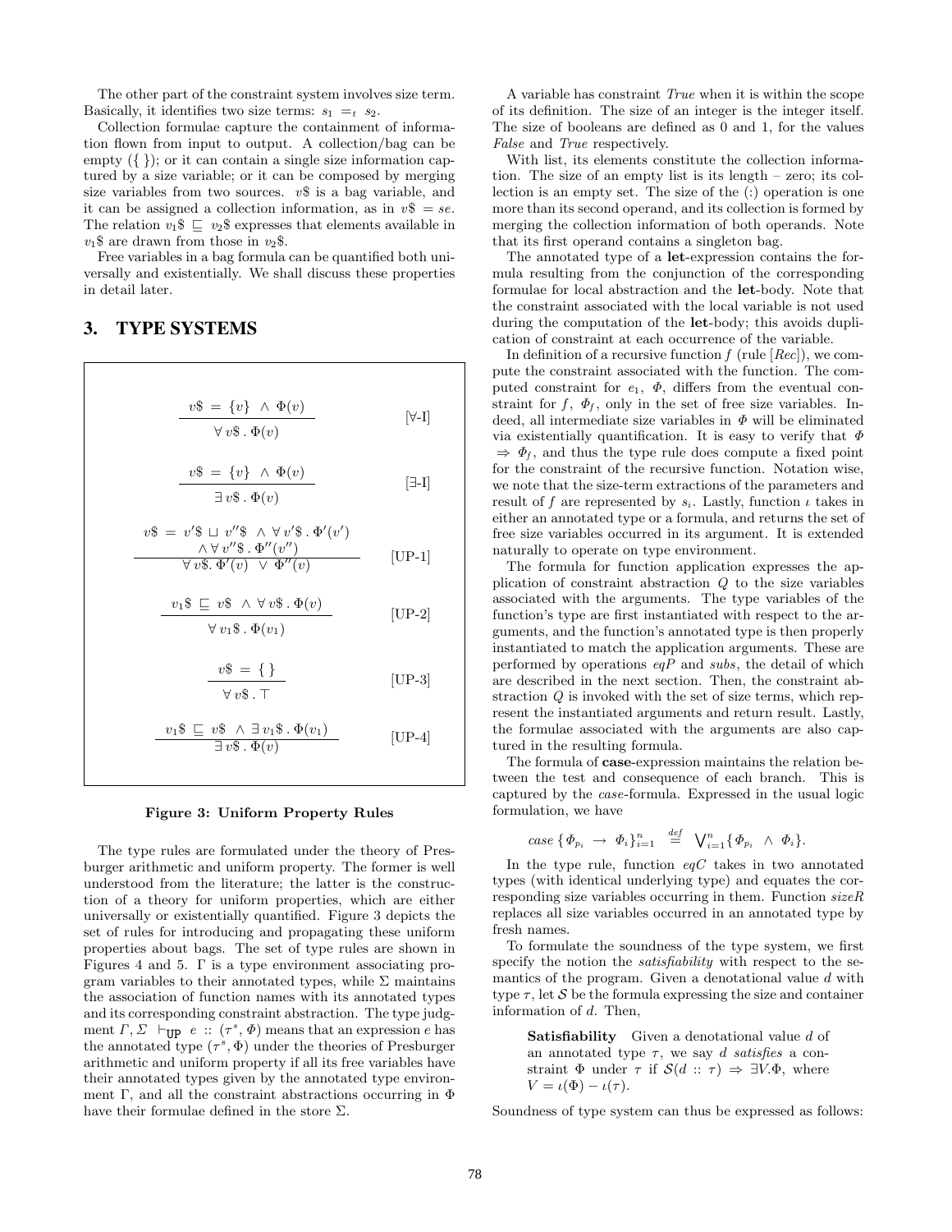The other part of the constraint system involves size term. Basically, it identifies two size terms: $s_1 =_t s_2$.

Collection formulae capture the containment of information flown from input to output. A collection/bag can be empty ($\{\}$); or it can contain a single size information captured by a size variable; or it can be composed by merging size variables from two sources. $v\$$ is a bag variable, and it can be assigned a collection information, as in $v\$ = se$. The relation $v_1\$ \sqsubseteq v_2\$$ expresses that elements available in $v_1\$$ are drawn from those in $v_2\$$.

Free variables in a bag formula can be quantified both universally and existentially. We shall discuss these properties in detail later.

# 3. TYPE SYSTEMS

$$\frac{v\$ = \{v\} \wedge \Phi(v)}{\forall\, v\$ \,.\, \Phi(v)} \quad [\forall\text{-I}]$$

$$\frac{v\$ = \{v\} \wedge \Phi(v)}{\exists\, v\$ \,.\, \Phi(v)} \quad [\exists\text{-I}]$$

$$\frac{v\$ = v'\$ \sqcup v''\$ \wedge \forall\, v'\$ \,.\, \Phi'(v') \wedge \forall\, v''\$ \,.\, \Phi''(v'')}{\forall\, v\$ .\, \Phi'(v) \vee \Phi''(v)} \quad [\text{UP-1}]$$

$$\frac{v_1\$ \sqsubseteq v\$ \wedge \forall\, v\$ \,.\, \Phi(v)}{\forall\, v_1\$ \,.\, \Phi(v_1)} \quad [\text{UP-2}]$$

$$\frac{v\$ = \{\,\}}{\forall\, v\$ \,.\, \top} \quad [\text{UP-3}]$$

$$\frac{v_1\$ \sqsubseteq v\$ \wedge \exists\, v_1\$ \,.\, \Phi(v_1)}{\exists\, v\$ \,.\, \Phi(v)} \quad [\text{UP-4}]$$

**Figure 3: Uniform Property Rules**

The type rules are formulated under the theory of Presburger arithmetic and uniform property. The former is well understood from the literature; the latter is the construction of a theory for uniform properties, which are either universally or existentially quantified. Figure 3 depicts the set of rules for introducing and propagating these uniform properties about bags. The set of type rules are shown in Figures 4 and 5. $\Gamma$ is a type environment associating program variables to their annotated types, while $\Sigma$ maintains the association of function names with its annotated types and its corresponding constraint abstraction. The type judgment $\Gamma, \Sigma \vdash_{\mathrm{UP}} e :: (\tau^s, \Phi)$ means that an expression $e$ has the annotated type $(\tau^s, \Phi)$ under the theories of Presburger arithmetic and uniform property if all its free variables have their annotated types given by the annotated type environment $\Gamma$, and all the constraint abstractions occurring in $\Phi$ have their formulae defined in the store $\Sigma$.

A variable has constraint *True* when it is within the scope of its definition. The size of an integer is the integer itself. The size of booleans are defined as 0 and 1, for the values *False* and *True* respectively.

With list, its elements constitute the collection information. The size of an empty list is its length – zero; its collection is an empty set. The size of the (:) operation is one more than its second operand, and its collection is formed by merging the collection information of both operands. Note that its first operand contains a singleton bag.

The annotated type of a **let**-expression contains the formula resulting from the conjunction of the corresponding formulae for local abstraction and the **let**-body. Note that the constraint associated with the local variable is not used during the computation of the **let**-body; this avoids duplication of constraint at each occurrence of the variable.

In definition of a recursive function $f$ (rule $[Rec]$), we compute the constraint associated with the function. The computed constraint for $e_1$, $\Phi$, differs from the eventual constraint for $f$, $\Phi_f$, only in the set of free size variables. Indeed, all intermediate size variables in $\Phi$ will be eliminated via existentially quantification. It is easy to verify that $\Phi \Rightarrow \Phi_f$, and thus the type rule does compute a fixed point for the constraint of the recursive function. Notation wise, we note that the size-term extractions of the parameters and result of $f$ are represented by $s_i$. Lastly, function $\iota$ takes in either an annotated type or a formula, and returns the set of free size variables occurred in its argument. It is extended naturally to operate on type environment.

The formula for function application expresses the application of constraint abstraction $Q$ to the size variables associated with the arguments. The type variables of the function's type are first instantiated with respect to the arguments, and the function's annotated type is then properly instantiated to match the application arguments. These are performed by operations $eqP$ and $subs$, the detail of which are described in the next section. Then, the constraint abstraction $Q$ is invoked with the set of size terms, which represent the instantiated arguments and return result. Lastly, the formulae associated with the arguments are also captured in the resulting formula.

The formula of **case**-expression maintains the relation between the test and consequence of each branch. This is captured by the *case*-formula. Expressed in the usual logic formulation, we have

$$case\ \{\Phi_{p_i} \rightarrow \Phi_i\}_{i=1}^{n} \stackrel{def}{=} \bigvee_{i=1}^{n} \{\Phi_{p_i} \wedge \Phi_i\}.$$

In the type rule, function $eqC$ takes in two annotated types (with identical underlying type) and equates the corresponding size variables occurring in them. Function $sizeR$ replaces all size variables occurred in an annotated type by fresh names.

To formulate the soundness of the type system, we first specify the notion the *satisfiability* with respect to the semantics of the program. Given a denotational value $d$ with type $\tau$, let $\mathcal{S}$ be the formula expressing the size and container information of $d$. Then,

> **Satisfiability** Given a denotational value $d$ of an annotated type $\tau$, we say $d$ *satisfies* a constraint $\Phi$ under $\tau$ if $\mathcal{S}(d :: \tau) \Rightarrow \exists V.\Phi$, where $V = \iota(\Phi) - \iota(\tau)$.

Soundness of type system can thus be expressed as follows: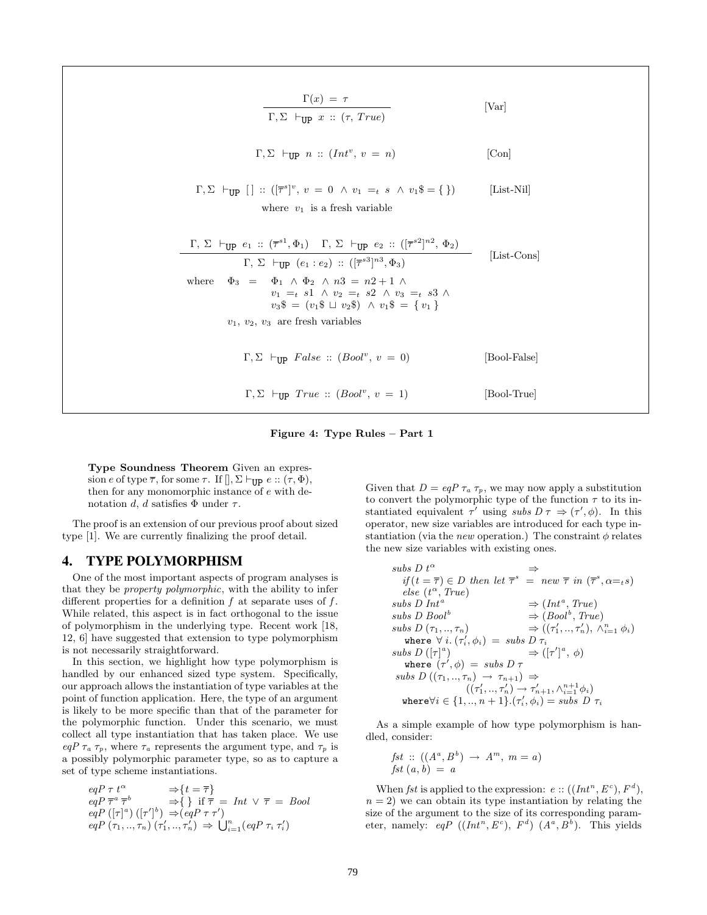$$\frac{\Gamma(x) \ = \ \tau}{\Gamma, \Sigma \ \vdash_{\texttt{UP}} \ x \ :: \ (\tau, \ True)} \qquad \text{[Var]}$$

$$\Gamma, \Sigma \ \vdash_{\texttt{UP}} \ n \ :: \ (Int^v, \ v \ = \ n) \qquad \text{[Con]}$$

$$\Gamma, \Sigma \ \vdash_{\texttt{UP}} \ [\,] \ :: \ ([\overline{\tau}^s]^v, \ v \ = \ 0 \ \wedge \ v_1 \ =_t \ s \ \wedge \ v_1\$ = \{\,\}) \qquad \text{[List-Nil]}$$

where $v_1$ is a fresh variable

$$\frac{\Gamma, \ \Sigma \ \vdash_{\texttt{UP}} \ e_1 \ :: \ (\overline{\tau}^{s1}, \Phi_1) \quad \Gamma, \ \Sigma \ \vdash_{\texttt{UP}} \ e_2 \ :: \ ([\overline{\tau}^{s2}]^{n2}, \ \Phi_2)}{\Gamma, \ \Sigma \ \vdash_{\texttt{UP}} \ (e_1 : e_2) \ :: \ ([\overline{\tau}^{s3}]^{n3}, \Phi_3)} \qquad \text{[List-Cons]}$$

where $\Phi_3 \ = \ \Phi_1 \ \wedge \ \Phi_2 \ \wedge \ n3 \ = \ n2 + 1 \ \wedge$
$v_1 \ =_t \ s1 \ \wedge \ v_2 \ =_t \ s2 \ \wedge \ v_3 \ =_t \ s3 \ \wedge$
$v_3\$ \ = \ (v_1\$ \sqcup v_2\$) \ \wedge \ v_1\$ \ = \ \{ \ v_1 \ \}$

$v_1, \ v_2, \ v_3$ are fresh variables

$$\Gamma, \Sigma \ \vdash_{\texttt{UP}} \ False \ :: \ (Bool^v, \ v \ = \ 0) \qquad \text{[Bool-False]}$$

$$\Gamma, \Sigma \ \vdash_{\texttt{UP}} \ True \ :: \ (Bool^v, \ v \ = \ 1) \qquad \text{[Bool-True]}$$

**Figure 4: Type Rules – Part 1**

**Type Soundness Theorem** Given an expression $e$ of type $\overline{\tau}$, for some $\tau$. If $[], \Sigma \vdash_{\texttt{UP}} e :: (\tau, \Phi)$, then for any monomorphic instance of $e$ with denotation $d$, $d$ satisfies $\Phi$ under $\tau$.

The proof is an extension of our previous proof about sized type [1]. We are currently finalizing the proof detail.

## 4. TYPE POLYMORPHISM

One of the most important aspects of program analyses is that they be *property polymorphic*, with the ability to infer different properties for a definition $f$ at separate uses of $f$. While related, this aspect is in fact orthogonal to the issue of polymorphism in the underlying type. Recent work [18, 12, 6] have suggested that extension to type polymorphism is not necessarily straightforward.

In this section, we highlight how type polymorphism is handled by our enhanced sized type system. Specifically, our approach allows the instantiation of type variables at the point of function application. Here, the type of an argument is likely to be more specific than that of the parameter for the polymorphic function. Under this scenario, we must collect all type instantiation that has taken place. We use $eqP \ \tau_a \ \tau_p$, where $\tau_a$ represents the argument type, and $\tau_p$ is a possibly polymorphic parameter type, so as to capture a set of type scheme instantiations.

$$\begin{array}{ll}
eqP \ \tau \ t^\alpha & \Rightarrow \{t = \overline{\tau}\} \\
eqP \ \overline{\tau}^a \ \overline{\tau}^b & \Rightarrow \{ \ \} \ \text{ if } \overline{\tau} \ = \ Int \ \vee \ \overline{\tau} \ = \ Bool \\
eqP \ ([\tau]^a) \ ([\tau']^b) & \Rightarrow (eqP \ \tau \ \tau') \\
eqP \ (\tau_1, .., \tau_n) \ (\tau_1', .., \tau_n') & \Rightarrow \ \bigcup_{i=1}^n (eqP \ \tau_i \ \tau_i')
\end{array}$$

Given that $D = eqP \ \tau_a \ \tau_p$, we may now apply a substitution to convert the polymorphic type of the function $\tau$ to its instantiated equivalent $\tau'$ using $subs \ D \ \tau \Rightarrow (\tau', \phi)$. In this operator, new size variables are introduced for each type instantiation (via the *new* operation.) The constraint $\phi$ relates the new size variables with existing ones.

$$\begin{array}{ll}
subs \ D \ t^\alpha & \Rightarrow \\
\quad if \, (t = \overline{\tau}) \in D \ then \ let \ \overline{\tau}^s \ = \ new \ \overline{\tau} \ in \ (\overline{\tau}^s, \alpha {=_t} s) & \\
\quad else \ (t^\alpha, True) & \\
subs \ D \ Int^a & \Rightarrow (Int^a, True) \\
subs \ D \ Bool^b & \Rightarrow (Bool^b, True) \\
subs \ D \ (\tau_1, .., \tau_n) & \Rightarrow ((\tau_1', .., \tau_n'), \ \wedge_{i=1}^n \phi_i) \\
\quad \texttt{where} \ \forall \ i. \, (\tau_i', \phi_i) \ = \ subs \ D \ \tau_i & \\
subs \ D \ ([\tau]^a) & \Rightarrow ([\tau']^a, \ \phi) \\
\quad \texttt{where} \ (\tau', \phi) \ = \ subs \ D \ \tau & \\
subs \ D \ ((\tau_1, .., \tau_n) \ \rightarrow \ \tau_{n+1}) \ \Rightarrow & \\
\qquad ((\tau_1', .., \tau_n') \rightarrow \tau_{n+1}', \wedge_{i=1}^{n+1} \phi_i) & \\
\quad \texttt{where} \forall i \in \{1, .., n+1\}. (\tau_i', \phi_i) = subs \ D \ \tau_i &
\end{array}$$

As a simple example of how type polymorphism is handled, consider:

$$\begin{array}{l}
fst \ :: \ ((A^a, B^b) \ \rightarrow \ A^m, \ m = a) \\
fst \ (a, b) \ = \ a
\end{array}$$

When *fst* is applied to the expression: $e :: ((Int^n, E^c), F^d)$, $n = 2$) we can obtain its type instantiation by relating the size of the argument to the size of its corresponding parameter, namely: $eqP \ ((Int^n, E^c), \ F^d) \ (A^a, B^b)$. This yields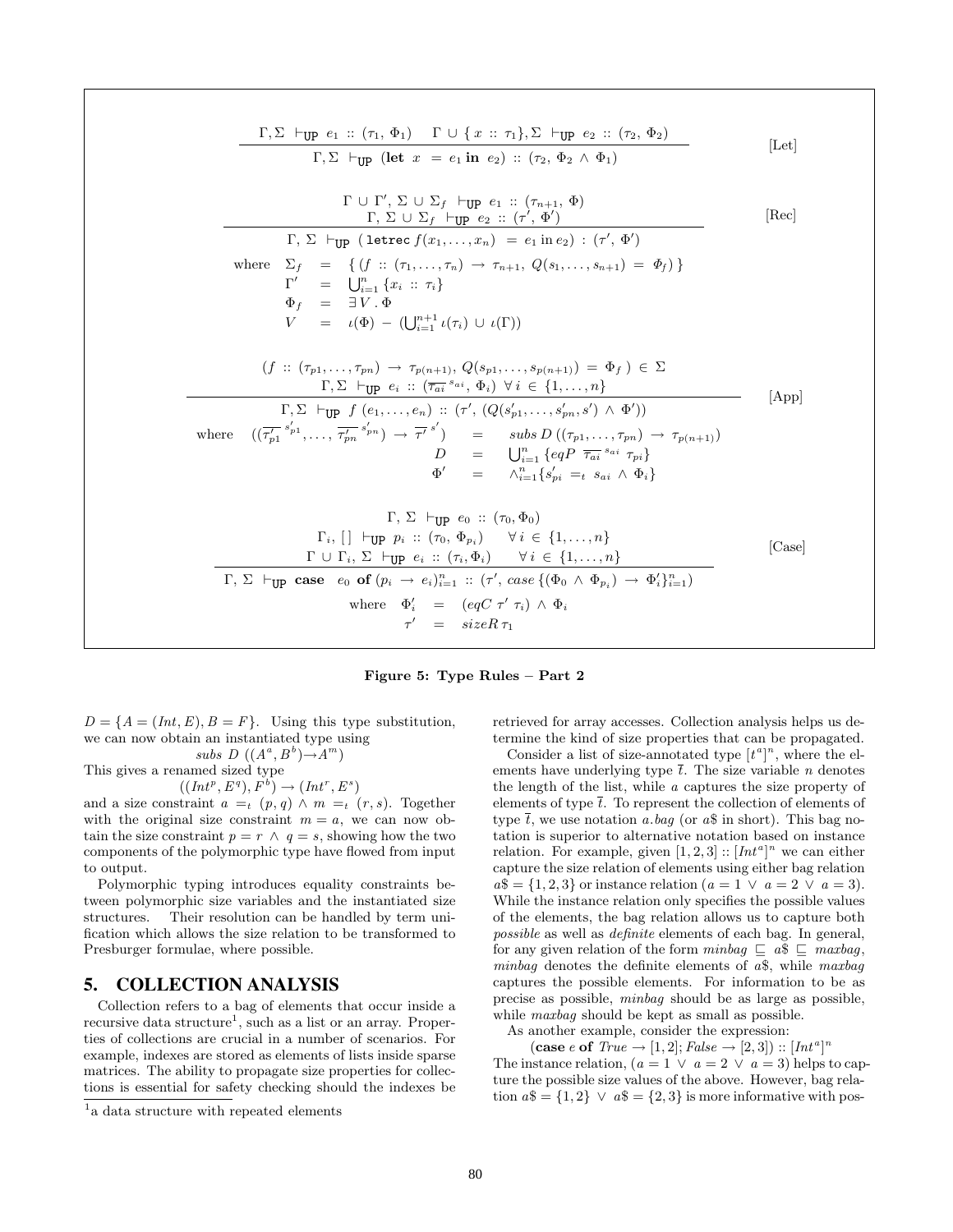$$\frac{\Gamma, \Sigma \;\vdash_{\texttt{UP}}\; e_1 \;::\; (\tau_1,\, \Phi_1) \qquad \Gamma \,\cup\, \{\, x \;::\; \tau_1 \}, \Sigma \;\vdash_{\texttt{UP}}\; e_2 \;::\; (\tau_2,\, \Phi_2)}{\Gamma, \Sigma \;\vdash_{\texttt{UP}}\; (\textbf{let}\;\; x \;\;=\; e_1 \;\textbf{in}\;\; e_2) \;::\; (\tau_2,\, \Phi_2 \,\wedge\, \Phi_1)} \quad \text{[Let]}$$

$$\frac{\begin{array}{c}\Gamma \,\cup\, \Gamma',\, \Sigma \,\cup\, \Sigma_f \;\vdash_{\texttt{UP}}\; e_1 \;::\; (\tau_{n+1},\, \Phi) \\ \Gamma,\, \Sigma \,\cup\, \Sigma_f \;\vdash_{\texttt{UP}}\; e_2 \;::\; (\tau',\, \Phi')\end{array}}{\Gamma,\, \Sigma \;\vdash_{\texttt{UP}}\; (\;\texttt{letrec}\, f(x_1, \ldots, x_n) \;\;=\; e_1 \,\text{in}\, e_2) \;:\; (\tau',\, \Phi')} \quad \text{[Rec]}$$

$$\begin{array}{rcl}\text{where}\quad \Sigma_f &=& \{\, (f \;::\; (\tau_1, \ldots, \tau_n) \;\rightarrow\; \tau_{n+1},\; Q(s_1, \ldots, s_{n+1}) \;=\; \Phi_f) \,\} \\ \Gamma' &=& \bigcup_{i=1}^{n} \{x_i \;::\; \tau_i\} \\ \Phi_f &=& \exists\, V \,.\, \Phi \\ V &=& \iota(\Phi) \;-\; (\bigcup_{i=1}^{n+1} \iota(\tau_i) \;\cup\; \iota(\Gamma))\end{array}$$

$$\frac{\begin{array}{c}(f \;::\; (\tau_{p1}, \ldots, \tau_{pn}) \;\rightarrow\; \tau_{p(n+1)},\; Q(s_{p1}, \ldots, s_{p(n+1)}) \;=\; \Phi_f \,) \;\in\; \Sigma \\ \Gamma, \Sigma \;\vdash_{\texttt{UP}}\; e_i \;::\; (\overline{\tau_{ai}}^{\;s_{ai}},\, \Phi_i) \;\;\forall\, i \;\in\; \{1, \ldots, n\}\end{array}}{\Gamma, \Sigma \;\vdash_{\texttt{UP}}\; f\;(e_1, \ldots, e_n) \;::\; (\tau',\; (Q(s'_{p1}, \ldots, s'_{pn}, s') \;\wedge\; \Phi'))} \quad \text{[App]}$$

$$\begin{array}{rcl}\text{where}\quad ((\overline{\tau'_{p1}}^{\;s'_{p1}}, \ldots, \overline{\tau'_{pn}}^{\;s'_{pn}}) \;\rightarrow\; \overline{\tau'}^{\;s'}) &=& subs\; D\; ((\tau_{p1}, \ldots, \tau_{pn}) \;\rightarrow\; \tau_{p(n+1)}) \\ D &=& \bigcup_{i=1}^{n} \{eqP \;\; \overline{\tau_{ai}}^{\;s_{ai}} \;\; \tau_{pi}\} \\ \Phi' &=& \wedge_{i=1}^{n} \{s'_{pi} \;=_t\; s_{ai} \;\wedge\; \Phi_i\}\end{array}$$

$$\frac{\begin{array}{c}\Gamma,\, \Sigma \;\vdash_{\texttt{UP}}\; e_0 \;::\; (\tau_0, \Phi_0) \\ \Gamma_i,\, [\,] \;\vdash_{\texttt{UP}}\; p_i \;::\; (\tau_0,\, \Phi_{p_i}) \qquad \forall\, i \;\in\; \{1, \ldots, n\} \\ \Gamma \,\cup\, \Gamma_i,\, \Sigma \;\vdash_{\texttt{UP}}\; e_i \;::\; (\tau_i, \Phi_i) \qquad \forall\, i \;\in\; \{1, \ldots, n\}\end{array}}{\Gamma,\, \Sigma \;\vdash_{\texttt{UP}}\; \textbf{case} \quad e_0 \;\; \textbf{of}\; (p_i \;\rightarrow\; e_i)_{i=1}^{n} \;::\; (\tau',\; case\, \{(\Phi_0 \;\wedge\; \Phi_{p_i}) \;\rightarrow\; \Phi'_i\}_{i=1}^{n})} \quad \text{[Case]}$$

$$\begin{array}{rcl}\text{where}\quad \Phi'_i &=& (eqC\;\tau'\;\tau_i) \;\wedge\; \Phi_i \\ \tau' &=& sizeR\,\tau_1\end{array}$$

**Figure 5: Type Rules – Part 2**

$D = \{A = (Int, E), B = F\}$. Using this type substitution, we can now obtain an instantiated type using

$$subs\;\, D\;\, ((A^a, B^b) {\rightarrow} A^m)$$

This gives a renamed sized type

$$((Int^p, E^q), F^b) \rightarrow (Int^r, E^s)$$

and a size constraint $a \;=_t\; (p, q) \;\wedge\; m \;=_t\; (r, s)$. Together with the original size constraint $m = a$, we can now obtain the size constraint $p = r \;\wedge\; q = s$, showing how the two components of the polymorphic type have flowed from input to output.

Polymorphic typing introduces equality constraints between polymorphic size variables and the instantiated size structures. Their resolution can be handled by term unification which allows the size relation to be transformed to Presburger formulae, where possible.

## 5. COLLECTION ANALYSIS

Collection refers to a bag of elements that occur inside a recursive data structure[1], such as a list or an array. Properties of collections are crucial in a number of scenarios. For example, indexes are stored as elements of lists inside sparse matrices. The ability to propagate size properties for collections is essential for safety checking should the indexes be retrieved for array accesses. Collection analysis helps us determine the kind of size properties that can be propagated.

Consider a list of size-annotated type $[t^a]^n$, where the elements have underlying type $\bar{t}$. The size variable $n$ denotes the length of the list, while $a$ captures the size property of elements of type $\bar{t}$. To represent the collection of elements of type $\bar{t}$, we use notation $a.bag$ (or $a\$$ in short). This bag notation is superior to alternative notation based on instance relation. For example, given $[1, 2, 3] :: [Int^a]^n$ we can either capture the size relation of elements using either bag relation $a\$ = \{1, 2, 3\}$ or instance relation $(a = 1 \;\vee\; a = 2 \;\vee\; a = 3)$. While the instance relation only specifies the possible values of the elements, the bag relation allows us to capture both *possible* as well as *definite* elements of each bag. In general, for any given relation of the form $minbag \;\sqsubseteq\; a\$ \;\sqsubseteq\; maxbag$, *minbag* denotes the definite elements of $a\$$, while *maxbag* captures the possible elements. For information to be as precise as possible, *minbag* should be as large as possible, while *maxbag* should be kept as small as possible.

As another example, consider the expression:

$$(\textbf{case}\; e\; \textbf{of}\;\; True \rightarrow [1, 2]; False \rightarrow [2, 3]) :: [Int^a]^n$$

The instance relation, $(a = 1 \;\vee\; a = 2 \;\vee\; a = 3)$ helps to capture the possible size values of the above. However, bag relation $a\$ = \{1, 2\} \;\vee\; a\$ = \{2, 3\}$ is more informative with pos-

[1] a data structure with repeated elements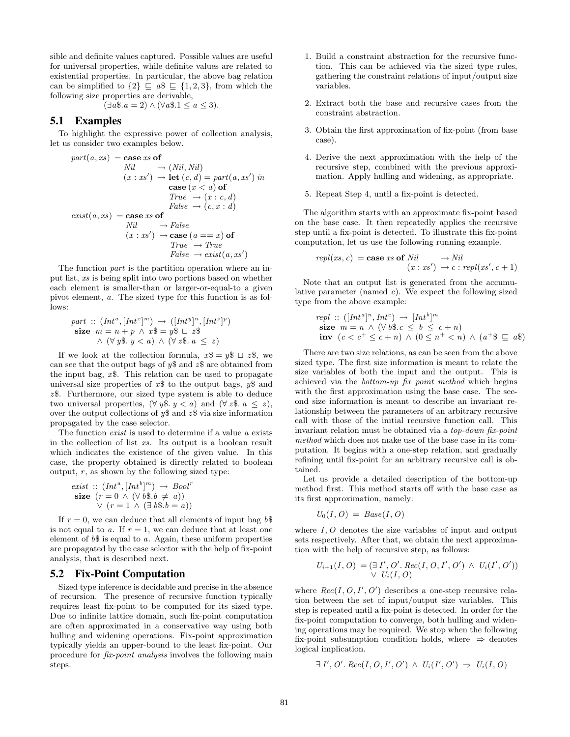sible and definite values captured. Possible values are useful for universal properties, while definite values are related to existential properties. In particular, the above bag relation can be simplified to $\{2\} \sqsubseteq a\$ \sqsubseteq \{1, 2, 3\}$, from which the following size properties are derivable,

$$(\exists a\$.a = 2) \wedge (\forall a\$.1 \leq a \leq 3).$$

## 5.1 Examples

To highlight the expressive power of collection analysis, let us consider two examples below.

$$
\begin{array}{lll}
part(a, xs) & = \textbf{case}\ xs\ \textbf{of} & \\
& \quad Nil & \rightarrow (Nil, Nil) \\
& \quad (x : xs') & \rightarrow \textbf{let}\ (c, d) = part(a, xs')\ in \\
& & \quad \textbf{case}\ (x < a)\ \textbf{of} \\
& & \quad\quad True \rightarrow (x : c, d) \\
& & \quad\quad False \rightarrow (c, x : d) \\
exist(a, xs) & = \textbf{case}\ xs\ \textbf{of} & \\
& \quad Nil & \rightarrow False \\
& \quad (x : xs') & \rightarrow \textbf{case}\ (a == x)\ \textbf{of} \\
& & \quad\quad True \rightarrow True \\
& & \quad\quad False \rightarrow exist(a, xs')
\end{array}
$$

The function *part* is the partition operation where an input list, *xs* is being split into two portions based on whether each element is smaller-than or larger-or-equal-to a given pivot element, *a*. The sized type for this function is as follows:

$$
\begin{array}{l}
part :: (Int^a, [Int^x]^m) \rightarrow ([Int^y]^n, [Int^z]^p) \\
\textbf{size}\ \ m = n + p \wedge x\$ = y\$ \sqcup z\$ \\
\quad\quad \wedge (\forall y\$.\ y < a) \wedge (\forall z\$.\ a \leq z)
\end{array}
$$

If we look at the collection formula, $x\$ = y\$ \sqcup z\$$, we can see that the output bags of $y\$$ and $z\$$ are obtained from the input bag, $x\$$. This relation can be used to propagate universal size properties of $x\$$ to the output bags, $y\$$ and $z\$$. Furthermore, our sized type system is able to deduce two universal properties, $(\forall y\$.\ y < a)$ and $(\forall z\$.\ a \leq z)$, over the output collections of $y\$$ and $z\$$ via size information propagated by the case selector.

The function *exist* is used to determine if a value *a* exists in the collection of list *xs*. Its output is a boolean result which indicates the existence of the given value. In this case, the property obtained is directly related to boolean output, *r*, as shown by the following sized type:

$$
\begin{array}{l}
exist :: (Int^a, [Int^b]^m) \rightarrow Bool^r \\
\textbf{size}\ \ (r = 0 \wedge (\forall b\$.b \neq a)) \\
\quad\quad \vee (r = 1 \wedge (\exists b\$.b = a))
\end{array}
$$

If $r = 0$, we can deduce that all elements of input bag $b\$$ is not equal to *a*. If $r = 1$, we can deduce that at least one element of $b\$$ is equal to *a*. Again, these uniform properties are propagated by the case selector with the help of fix-point analysis, that is described next.

## 5.2 Fix-Point Computation

Sized type inference is decidable and precise in the absence of recursion. The presence of recursive function typically requires least fix-point to be computed for its sized type. Due to infinite lattice domain, such fix-point computation are often approximated in a conservative way using both hulling and widening operations. Fix-point approximation typically yields an upper-bound to the least fix-point. Our procedure for *fix-point analysis* involves the following main steps.

1. Build a constraint abstraction for the recursive function. This can be achieved via the sized type rules, gathering the constraint relations of input/output size variables.
2. Extract both the base and recursive cases from the constraint abstraction.
3. Obtain the first approximation of fix-point (from base case).
4. Derive the next approximation with the help of the recursive step, combined with the previous approximation. Apply hulling and widening, as appropriate.
5. Repeat Step 4, until a fix-point is detected.

The algorithm starts with an approximate fix-point based on the base case. It then repeatedly applies the recursive step until a fix-point is detected. To illustrate this fix-point computation, let us use the following running example.

$$
\begin{array}{lll}
repl(xs, c) & = \textbf{case}\ xs\ \textbf{of}\ Nil & \rightarrow Nil \\
& \quad\quad (x : xs') & \rightarrow c : repl(xs', c + 1)
\end{array}
$$

Note that an output list is generated from the accumulative parameter (named *c*). We expect the following sized type from the above example:

$$
\begin{array}{l}
repl :: ([Int^a]^n, Int^c) \rightarrow [Int^b]^m \\
\textbf{size}\ \ m = n \wedge (\forall b\$.c \leq b \leq c + n) \\
\textbf{inv}\ \ (c < c^+ \leq c + n) \wedge (0 \leq n^+ < n) \wedge (a^+\$ \sqsubseteq a\$)
\end{array}
$$

There are two size relations, as can be seen from the above sized type. The first size information is meant to relate the size variables of both the input and the output. This is achieved via the *bottom-up fix point method* which begins with the first approximation using the base case. The second size information is meant to describe an invariant relationship between the parameters of an arbitrary recursive call with those of the initial recursive function call. This invariant relation must be obtained via a *top-down fix-point method* which does not make use of the base case in its computation. It begins with a one-step relation, and gradually refining until fix-point for an arbitrary recursive call is obtained.

Let us provide a detailed description of the bottom-up method first. This method starts off with the base case as its first approximation, namely:

$$U_0(I, O) = Base(I, O)$$

where $I, O$ denotes the size variables of input and output sets respectively. After that, we obtain the next approximation with the help of recursive step, as follows:

$$
\begin{array}{ll}
U_{i+1}(I, O) & = (\exists I', O'.\ Rec(I, O, I', O') \wedge U_i(I', O')) \\
& \quad \vee U_i(I, O)
\end{array}
$$

where $Rec(I, O, I', O')$ describes a one-step recursive relation between the set of input/output size variables. This step is repeated until a fix-point is detected. In order for the fix-point computation to converge, both hulling and widening operations may be required. We stop when the following fix-point subsumption condition holds, where $\Rightarrow$ denotes logical implication.

$$\exists I', O'.\ Rec(I, O, I', O') \wedge U_i(I', O') \Rightarrow U_i(I, O)$$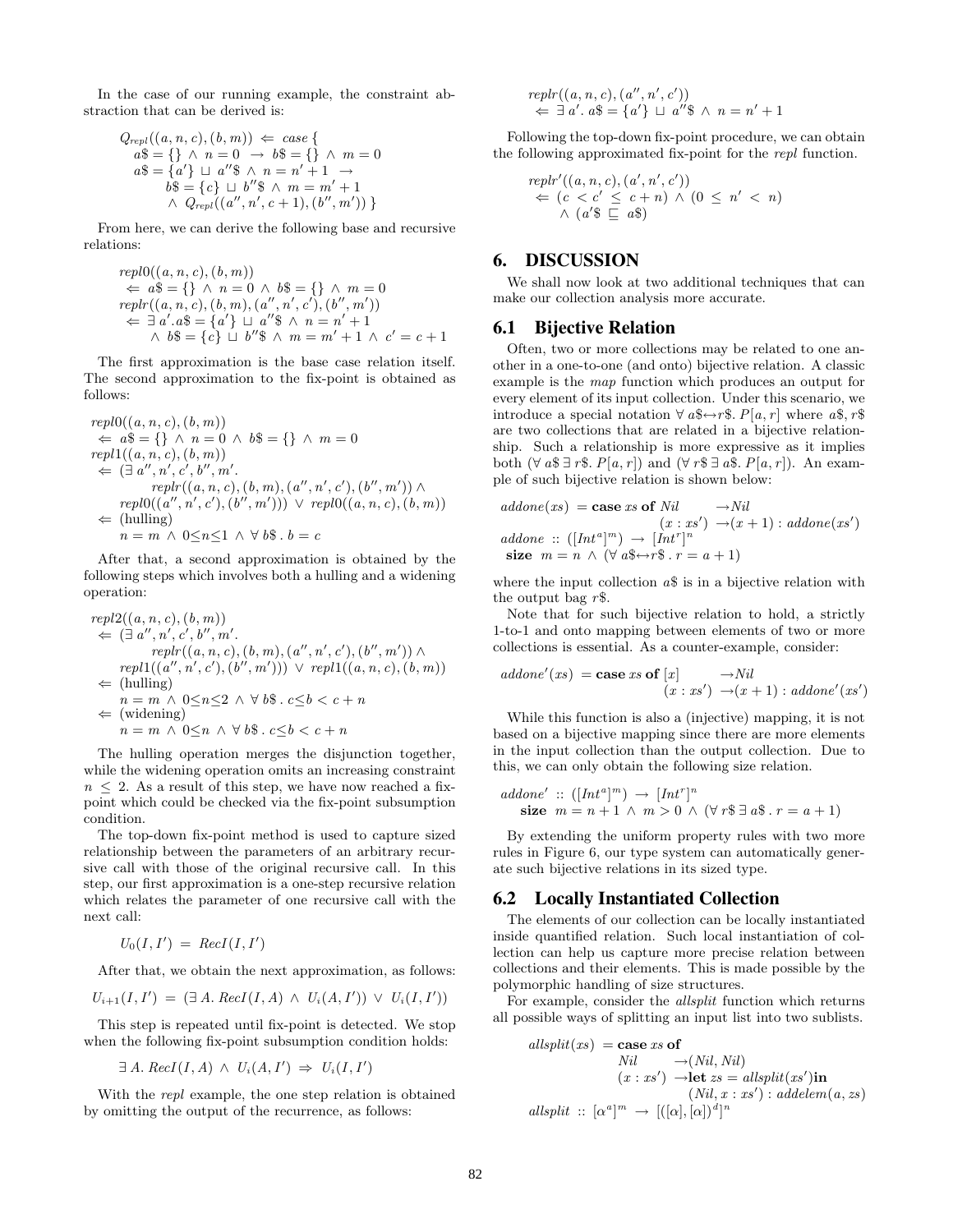In the case of our running example, the constraint abstraction that can be derived is:

$$
\begin{array}{l}
Q_{repl}((a,n,c),(b,m)) \Leftarrow \; case \; \{ \\
\quad a\$ = \{\} \wedge n = 0 \;\rightarrow\; b\$ = \{\} \wedge m = 0 \\
\quad a\$ = \{a'\} \sqcup a''\$ \wedge n = n' + 1 \;\rightarrow \\
\qquad b\$ = \{c\} \sqcup b''\$ \wedge m = m' + 1 \\
\qquad \wedge \; Q_{repl}((a'', n', c+1), (b'', m')) \; \}
\end{array}
$$

From here, we can derive the following base and recursive relations:

$$
\begin{array}{l}
repl0((a,n,c),(b,m)) \\
\quad \Leftarrow \; a\$ = \{\} \wedge n = 0 \wedge b\$ = \{\} \wedge m = 0 \\
replr((a,n,c),(b,m),(a'',n',c'),(b'',m')) \\
\quad \Leftarrow \; \exists\, a'. a\$ = \{a'\} \sqcup a''\$ \wedge n = n' + 1 \\
\qquad \wedge \; b\$ = \{c\} \sqcup b''\$ \wedge m = m' + 1 \wedge c' = c + 1
\end{array}
$$

The first approximation is the base case relation itself. The second approximation to the fix-point is obtained as follows:

$$
\begin{array}{l}
repl0((a,n,c),(b,m)) \\
\quad \Leftarrow \; a\$ = \{\} \wedge n = 0 \wedge b\$ = \{\} \wedge m = 0 \\
repl1((a,n,c),(b,m)) \\
\quad \Leftarrow \; (\exists\, a'', n', c', b'', m'. \\
\qquad\qquad replr((a,n,c),(b,m),(a'',n',c'),(b'',m')) \wedge \\
\qquad repl0((a'',n',c'),(b'',m'))) \vee repl0((a,n,c),(b,m)) \\
\quad \Leftarrow \; \text{(hulling)} \\
\qquad n = m \wedge 0 \le n \le 1 \wedge \forall\, b\$ \,.\, b = c
\end{array}
$$

After that, a second approximation is obtained by the following steps which involves both a hulling and a widening operation:

$$
\begin{array}{l}
repl2((a,n,c),(b,m)) \\
\quad \Leftarrow \; (\exists\, a'', n', c', b'', m'. \\
\qquad\qquad replr((a,n,c),(b,m),(a'',n',c'),(b'',m')) \wedge \\
\qquad repl1((a'',n',c'),(b'',m'))) \vee repl1((a,n,c),(b,m)) \\
\quad \Leftarrow \; \text{(hulling)} \\
\qquad n = m \wedge 0 \le n \le 2 \wedge \forall\, b\$ \,.\, c \le b < c + n \\
\quad \Leftarrow \; \text{(widening)} \\
\qquad n = m \wedge 0 \le n \wedge \forall\, b\$ \,.\, c \le b < c + n
\end{array}
$$

The hulling operation merges the disjunction together, while the widening operation omits an increasing constraint $n \le 2$. As a result of this step, we have now reached a fix-point which could be checked via the fix-point subsumption condition.

The top-down fix-point method is used to capture sized relationship between the parameters of an arbitrary recursive call with those of the original recursive call. In this step, our first approximation is a one-step recursive relation which relates the parameter of one recursive call with the next call:

$$U_0(I, I') \;=\; RecI(I, I')$$

After that, we obtain the next approximation, as follows:

$$U_{i+1}(I, I') \;=\; (\exists\, A.\; RecI(I, A) \wedge U_i(A, I')) \vee U_i(I, I'))$$

This step is repeated until fix-point is detected. We stop when the following fix-point subsumption condition holds:

$$\exists\, A.\; RecI(I, A) \wedge U_i(A, I') \Rightarrow U_i(I, I')$$

With the *repl* example, the one step relation is obtained by omitting the output of the recurrence, as follows:

$$
\begin{array}{l}
replr((a,n,c),(a'',n',c')) \\
\quad \Leftarrow \; \exists\, a'.\; a\$ = \{a'\} \sqcup a''\$ \wedge n = n' + 1
\end{array}
$$

Following the top-down fix-point procedure, we can obtain the following approximated fix-point for the *repl* function.

$$
\begin{array}{l}
replr'((a,n,c),(a',n',c')) \\
\quad \Leftarrow \; (c < c' \le c + n) \wedge (0 \le n' < n) \\
\qquad \wedge \; (a'\$ \sqsubseteq a\$)
\end{array}
$$

# 6. DISCUSSION

We shall now look at two additional techniques that can make our collection analysis more accurate.

## 6.1 Bijective Relation

Often, two or more collections may be related to one another in a one-to-one (and onto) bijective relation. A classic example is the *map* function which produces an output for every element of its input collection. Under this scenario, we introduce a special notation $\forall\, a\$ \leftrightarrow r\$.\; P[a, r]$ where $a\$, r\$$ are two collections that are related in a bijective relationship. Such a relationship is more expressive as it implies both $(\forall\, a\$ \,\exists\, r\$.\; P[a, r])$ and $(\forall\, r\$ \,\exists\, a\$.\; P[a, r])$. An example of such bijective relation is shown below:

$$
\begin{array}{l}
addone(xs) \;=\; \textbf{case}\; xs \;\textbf{of}\; Nil \qquad\; \rightarrow Nil \\
\qquad\qquad\qquad\qquad\qquad\quad (x : xs') \;\rightarrow (x+1) : addone(xs') \\
addone \;::\; ([Int^a]^m) \;\rightarrow\; [Int^r]^n \\
\;\; \textbf{size} \;\; m = n \wedge (\forall\, a\$ \leftrightarrow r\$ \,.\, r = a + 1)
\end{array}
$$

where the input collection $a\$$ is in a bijective relation with the output bag $r\$$.

Note that for such bijective relation to hold, a strictly 1-to-1 and onto mapping between elements of two or more collections is essential. As a counter-example, consider:

$$
\begin{array}{l}
addone'(xs) \;=\; \textbf{case}\; xs \;\textbf{of}\; [x] \qquad\; \rightarrow Nil \\
\qquad\qquad\qquad\qquad\qquad\quad (x : xs') \;\rightarrow (x+1) : addone'(xs')
\end{array}
$$

While this function is also a (injective) mapping, it is not based on a bijective mapping since there are more elements in the input collection than the output collection. Due to this, we can only obtain the following size relation.

$$
\begin{array}{l}
addone' \;::\; ([Int^a]^m) \;\rightarrow\; [Int^r]^n \\
\quad \textbf{size} \;\; m = n + 1 \wedge m > 0 \wedge (\forall\, r\$ \,\exists\, a\$ \,.\, r = a + 1)
\end{array}
$$

By extending the uniform property rules with two more rules in Figure 6, our type system can automatically generate such bijective relations in its sized type.

## 6.2 Locally Instantiated Collection

The elements of our collection can be locally instantiated inside quantified relation. Such local instantiation of collection can help us capture more precise relation between collections and their elements. This is made possible by the polymorphic handling of size structures.

For example, consider the *allsplit* function which returns all possible ways of splitting an input list into two sublists.

$$
\begin{array}{l}
allsplit(xs) \;=\; \textbf{case}\; xs \;\textbf{of} \\
\qquad\qquad\qquad Nil \qquad\;\; \rightarrow (Nil, Nil) \\
\qquad\qquad\qquad (x : xs') \;\rightarrow \textbf{let}\; zs = allsplit(xs') \textbf{in} \\
\qquad\qquad\qquad\qquad\qquad\quad (Nil, x : xs') : addelem(a, zs) \\
allsplit \;::\; [\alpha^a]^m \;\rightarrow\; [([\alpha],[\alpha])^d]^n
\end{array}
$$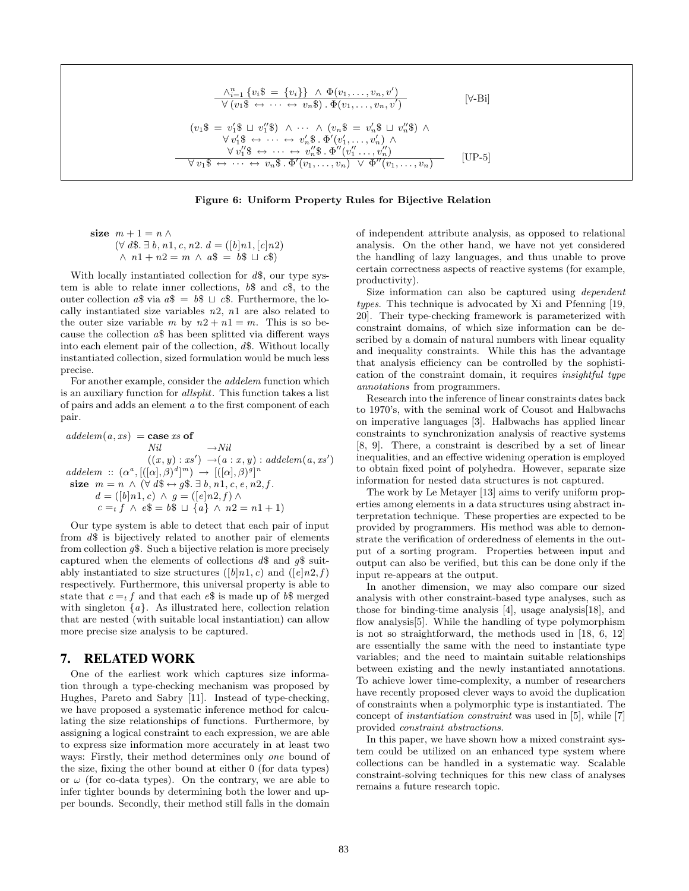$$\frac{\wedge_{i=1}^{n} \{v_i\$ \;=\; \{v_i\}\} \;\wedge\; \Phi(v_1,\ldots,v_n,v')}{\forall\,(v_1\$ \;\leftrightarrow\; \cdots \;\leftrightarrow\; v_n\$)\,.\,\Phi(v_1,\ldots,v_n,v')} \quad [\forall\text{-Bi}]$$

$$\frac{\begin{array}{c}(v_1\$ \;=\; v_1'\$ \sqcup v_1''\$) \;\wedge\; \cdots \;\wedge\; (v_n\$ \;=\; v_n'\$ \sqcup v_n''\$) \;\wedge \\ \forall\, v_1'\$ \;\leftrightarrow\; \cdots \;\leftrightarrow\; v_n'\$\,.\,\Phi'(v_1',\ldots,v_n') \;\wedge \\ \forall\, v_1''\$ \;\leftrightarrow\; \cdots \;\leftrightarrow\; v_n''\$\,.\,\Phi''(v_1''\ldots,v_n'')\end{array}}{\forall\, v_1\$ \;\leftrightarrow\; \cdots \;\leftrightarrow\; v_n\$\,.\,\Phi'(v_1,\ldots,v_n) \;\vee\; \Phi''(v_1,\ldots,v_n)} \quad [\text{UP-5}]$$

**Figure 6: Uniform Property Rules for Bijective Relation**

$$\begin{array}{l}\textbf{size}\;\; m+1=n \;\wedge \\ \quad (\forall\; d\$.\; \exists\; b, n1, c, n2.\; d = ([b]n1, [c]n2) \\ \quad\;\; \wedge\; n1+n2=m \;\wedge\; a\$ \;=\; b\$ \;\sqcup\; c\$)\end{array}$$

With locally instantiated collection for $d\$$, our type system is able to relate inner collections, $b\$$ and $c\$$, to the outer collection $a\$$ via $a\$ \;=\; b\$ \sqcup c\$$. Furthermore, the locally instantiated size variables $n2$, $n1$ are also related to the outer size variable $m$ by $n2+n1=m$. This is so because the collection $a\$$ has been splitted via different ways into each element pair of the collection, $d\$$. Without locally instantiated collection, sized formulation would be much less precise.

For another example, consider the *addelem* function which is an auxiliary function for *allsplit*. This function takes a list of pairs and adds an element $a$ to the first component of each pair.

$$\begin{array}{l}addelem(a,xs) \;=\textbf{case}\; xs\; \textbf{of} \\ \qquad\qquad\qquad Nil \qquad\qquad \rightarrow Nil \\ \qquad\qquad\qquad ((x,y):xs') \;\rightarrow (a:x,y):addelem(a,xs') \\ addelem \;::\; (\alpha^a, [([\alpha],\beta)^d]^m) \;\rightarrow\; [([\alpha],\beta)^g]^n \\ \textbf{size}\;\; m=n \;\wedge\; (\forall\; d\$ \leftrightarrow g\$.\; \exists\; b, n1, c, e, n2, f. \\ \qquad d = ([b]n1, c) \;\wedge\; g = ([e]n2, f) \;\wedge \\ \qquad c =_t f \;\wedge\; e\$ = b\$ \;\sqcup\; \{a\} \;\wedge\; n2 = n1+1)\end{array}$$

Our type system is able to detect that each pair of input from $d\$$ is bijectively related to another pair of elements from collection $g\$$. Such a bijective relation is more precisely captured when the elements of collections $d\$$ and $g\$$ suitably instantiated to size structures ($([b]n1, c)$ and $([e]n2, f)$ respectively. Furthermore, this universal property is able to state that $c =_t f$ and that each $e\$$ is made up of $b\$$ merged with singleton $\{a\}$. As illustrated here, collection relation that are nested (with suitable local instantiation) can allow more precise size analysis to be captured.

## 7. RELATED WORK

One of the earliest work which captures size information through a type-checking mechanism was proposed by Hughes, Pareto and Sabry [11]. Instead of type-checking, we have proposed a systematic inference method for calculating the size relationships of functions. Furthermore, by assigning a logical constraint to each expression, we are able to express size information more accurately in at least two ways: Firstly, their method determines only *one* bound of the size, fixing the other bound at either 0 (for data types) or $\omega$ (for co-data types). On the contrary, we are able to infer tighter bounds by determining both the lower and upper bounds. Secondly, their method still falls in the domain of independent attribute analysis, as opposed to relational analysis. On the other hand, we have not yet considered the handling of lazy languages, and thus unable to prove certain correctness aspects of reactive systems (for example, productivity).

Size information can also be captured using *dependent types*. This technique is advocated by Xi and Pfenning [19, 20]. Their type-checking framework is parameterized with constraint domains, of which size information can be described by a domain of natural numbers with linear equality and inequality constraints. While this has the advantage that analysis efficiency can be controlled by the sophistication of the constraint domain, it requires *insightful type annotations* from programmers.

Research into the inference of linear constraints dates back to 1970's, with the seminal work of Cousot and Halbwachs on imperative languages [3]. Halbwachs has applied linear constraints to synchronization analysis of reactive systems [8, 9]. There, a constraint is described by a set of linear inequalities, and an effective widening operation is employed to obtain fixed point of polyhedra. However, separate size information for nested data structures is not captured.

The work by Le Metayer [13] aims to verify uniform properties among elements in a data structures using abstract interpretation technique. These properties are expected to be provided by programmers. His method was able to demonstrate the verification of orderedness of elements in the output of a sorting program. Properties between input and output can also be verified, but this can be done only if the input re-appears at the output.

In another dimension, we may also compare our sized analysis with other constraint-based type analyses, such as those for binding-time analysis [4], usage analysis[18], and flow analysis[5]. While the handling of type polymorphism is not so straightforward, the methods used in [18, 6, 12] are essentially the same with the need to instantiate type variables; and the need to maintain suitable relationships between existing and the newly instantiated annotations. To achieve lower time-complexity, a number of researchers have recently proposed clever ways to avoid the duplication of constraints when a polymorphic type is instantiated. The concept of *instantiation constraint* was used in [5], while [7] provided *constraint abstractions*.

In this paper, we have shown how a mixed constraint system could be utilized on an enhanced type system where collections can be handled in a systematic way. Scalable constraint-solving techniques for this new class of analyses remains a future research topic.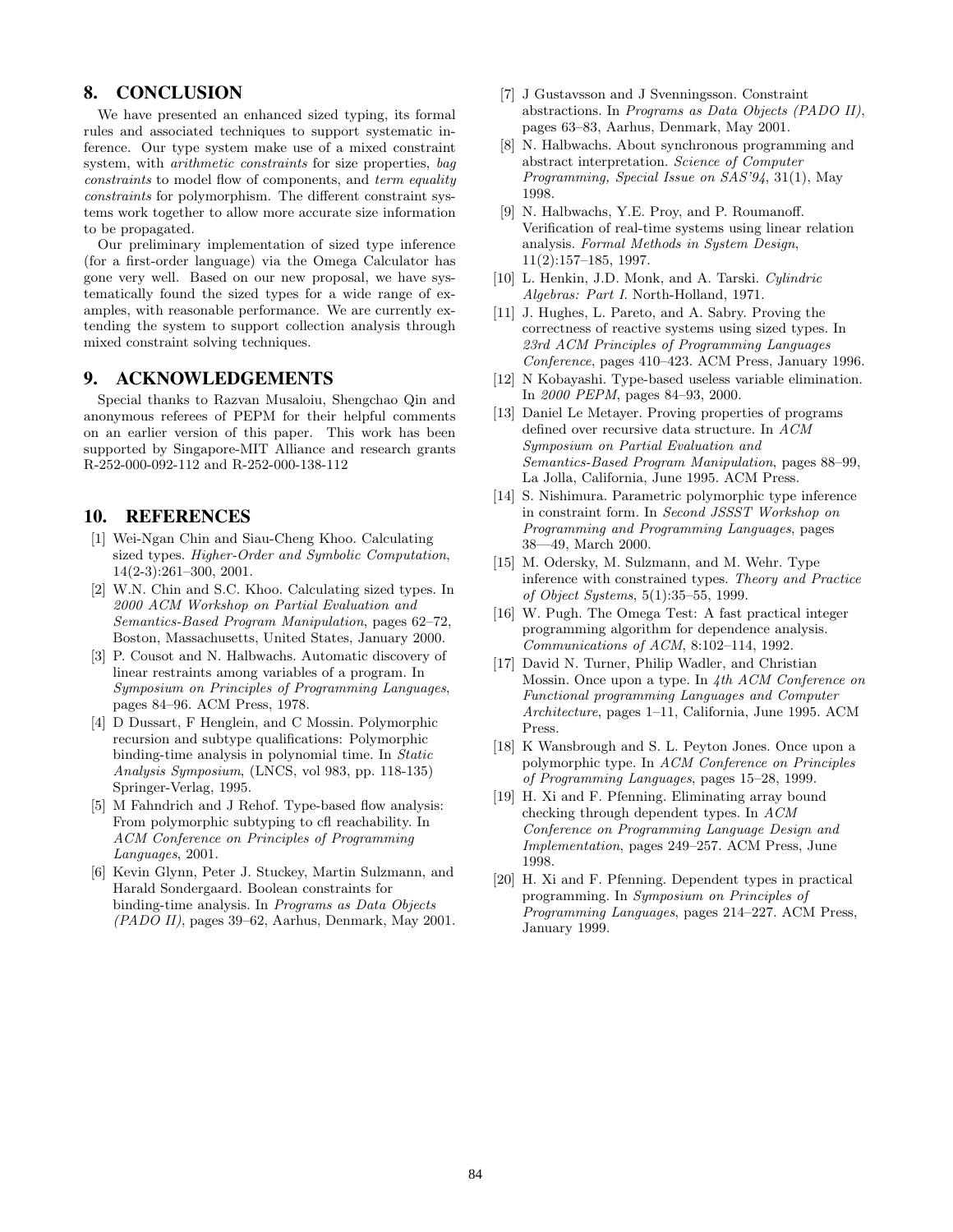## 8. CONCLUSION

We have presented an enhanced sized typing, its formal rules and associated techniques to support systematic inference. Our type system make use of a mixed constraint system, with *arithmetic constraints* for size properties, *bag constraints* to model flow of components, and *term equality constraints* for polymorphism. The different constraint systems work together to allow more accurate size information to be propagated.

Our preliminary implementation of sized type inference (for a first-order language) via the Omega Calculator has gone very well. Based on our new proposal, we have systematically found the sized types for a wide range of examples, with reasonable performance. We are currently extending the system to support collection analysis through mixed constraint solving techniques.

## 9. ACKNOWLEDGEMENTS

Special thanks to Razvan Musaloiu, Shengchao Qin and anonymous referees of PEPM for their helpful comments on an earlier version of this paper. This work has been supported by Singapore-MIT Alliance and research grants R-252-000-092-112 and R-252-000-138-112

## 10. REFERENCES

[1] Wei-Ngan Chin and Siau-Cheng Khoo. Calculating sized types. *Higher-Order and Symbolic Computation*, 14(2-3):261–300, 2001.

[2] W.N. Chin and S.C. Khoo. Calculating sized types. In *2000 ACM Workshop on Partial Evaluation and Semantics-Based Program Manipulation*, pages 62–72, Boston, Massachusetts, United States, January 2000.

[3] P. Cousot and N. Halbwachs. Automatic discovery of linear restraints among variables of a program. In *Symposium on Principles of Programming Languages*, pages 84–96. ACM Press, 1978.

[4] D Dussart, F Henglein, and C Mossin. Polymorphic recursion and subtype qualifications: Polymorphic binding-time analysis in polynomial time. In *Static Analysis Symposium*, (LNCS, vol 983, pp. 118-135) Springer-Verlag, 1995.

[5] M Fahndrich and J Rehof. Type-based flow analysis: From polymorphic subtyping to cfl reachability. In *ACM Conference on Principles of Programming Languages*, 2001.

[6] Kevin Glynn, Peter J. Stuckey, Martin Sulzmann, and Harald Sondergaard. Boolean constraints for binding-time analysis. In *Programs as Data Objects (PADO II)*, pages 39–62, Aarhus, Denmark, May 2001.

[7] J Gustavsson and J Svenningsson. Constraint abstractions. In *Programs as Data Objects (PADO II)*, pages 63–83, Aarhus, Denmark, May 2001.

[8] N. Halbwachs. About synchronous programming and abstract interpretation. *Science of Computer Programming, Special Issue on SAS'94*, 31(1), May 1998.

[9] N. Halbwachs, Y.E. Proy, and P. Roumanoff. Verification of real-time systems using linear relation analysis. *Formal Methods in System Design*, 11(2):157–185, 1997.

[10] L. Henkin, J.D. Monk, and A. Tarski. *Cylindric Algebras: Part I*. North-Holland, 1971.

[11] J. Hughes, L. Pareto, and A. Sabry. Proving the correctness of reactive systems using sized types. In *23rd ACM Principles of Programming Languages Conference*, pages 410–423. ACM Press, January 1996.

[12] N Kobayashi. Type-based useless variable elimination. In *2000 PEPM*, pages 84–93, 2000.

[13] Daniel Le Metayer. Proving properties of programs defined over recursive data structure. In *ACM Symposium on Partial Evaluation and Semantics-Based Program Manipulation*, pages 88–99, La Jolla, California, June 1995. ACM Press.

[14] S. Nishimura. Parametric polymorphic type inference in constraint form. In *Second JSSST Workshop on Programming and Programming Languages*, pages 38—49, March 2000.

[15] M. Odersky, M. Sulzmann, and M. Wehr. Type inference with constrained types. *Theory and Practice of Object Systems*, 5(1):35–55, 1999.

[16] W. Pugh. The Omega Test: A fast practical integer programming algorithm for dependence analysis. *Communications of ACM*, 8:102–114, 1992.

[17] David N. Turner, Philip Wadler, and Christian Mossin. Once upon a type. In *4th ACM Conference on Functional programming Languages and Computer Architecture*, pages 1–11, California, June 1995. ACM Press.

[18] K Wansbrough and S. L. Peyton Jones. Once upon a polymorphic type. In *ACM Conference on Principles of Programming Languages*, pages 15–28, 1999.

[19] H. Xi and F. Pfenning. Eliminating array bound checking through dependent types. In *ACM Conference on Programming Language Design and Implementation*, pages 249–257. ACM Press, June 1998.

[20] H. Xi and F. Pfenning. Dependent types in practical programming. In *Symposium on Principles of Programming Languages*, pages 214–227. ACM Press, January 1999.